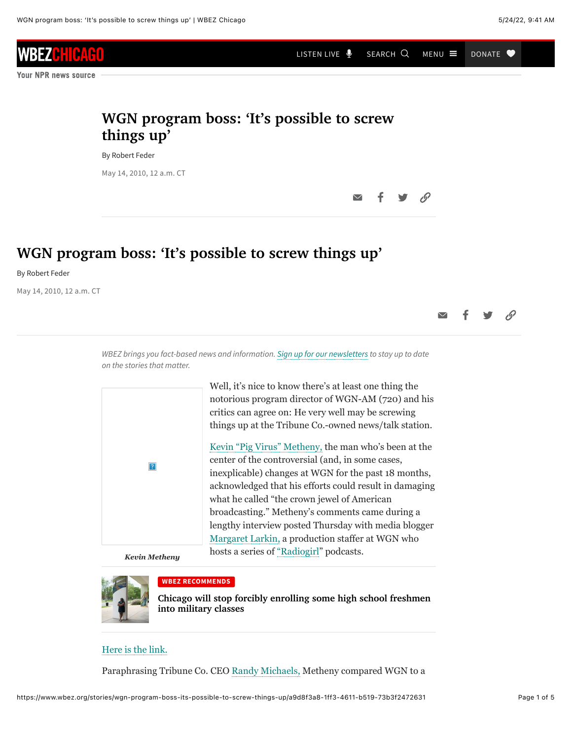# WGN program boss: 'It's possible to screw things up'

By Robert Feder

May 14, 2010, 12 a.m. CT

*WBEZ brings you fact-based news and information. Sign up for our newsletters to stay up to date on the stories that matter.*

Kevin Metheny

Well, it's nice to know there's at least one thing the notorious program director of WGN-AM (720) and his critics can agree on: He very well may be screwing things up at the Tribune Co.-owned news/talk station.

Kevin "Pig Virus" Metheny, the man who's been at the center of the controversial (and, in some cases, inexplicable) changes at WGN for the past 18 months, acknowledged that his efforts could result in damaging what he called "the crown jewel of American broadcasting." Metheny's comments came during a lengthy interview posted Thursday with media blogger Margaret Larkin, a production staffer at WGN who hosts a series of "Radiogirl" podcasts.

**WBEZ RECOMMENDS**

**Chicago will stop forcibly enrolling some high school freshmen into military classes**

Here is the link.

Paraphrasing Tribune Co. CEO Randy Michaels, Metheny compared WGN to a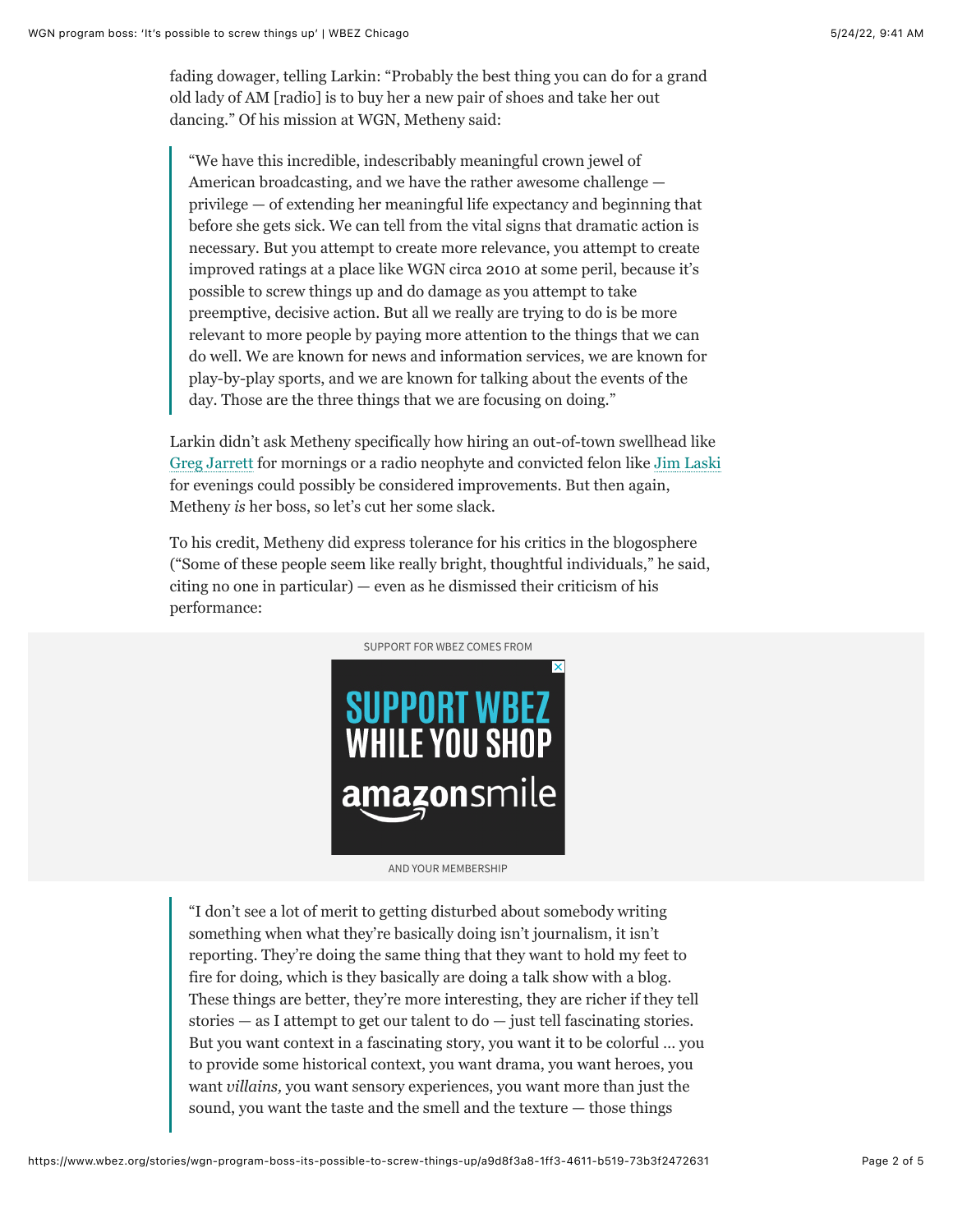fading dowager, telling Larkin: "Probably the best thing you can do for a grand old lady of AM [radio] is to buy her a new pair of shoes and take her out dancing." Of his mission at WGN, Metheny said:

> "We have this incredible, indescribably meaningful crown jewel of American broadcasting, and we have the rather awesome challenge — privilege — of extending her meaningful life expectancy and beginning that before she gets sick. We can tell from the vital signs that dramatic action is necessary. But you attempt to create more relevance, you attempt to create improved ratings at a place like WGN circa 2010 at some peril, because it's possible to screw things up and do damage as you attempt to take preemptive, decisive action. But all we really are trying to do is be more relevant to more people by paying more attention to the things that we can do well. We are known for news and information services, we are known for play-by-play sports, and we are known for talking about the events of the day. Those are the three things that we are focusing on doing."

Larkin didn't ask Metheny specifically how hiring an out-of-town swellhead like Greg Jarrett for mornings or a radio neophyte and convicted felon like Jim Laski for evenings could possibly be considered improvements. But then again, Metheny *is* her boss, so let's cut her some slack.

To his credit, Metheny did express tolerance for his critics in the blogosphere ("Some of these people seem like really bright, thoughtful individuals," he said, citing no one in particular) — even as he dismissed their criticism of his performance:

> "I don't see a lot of merit to getting disturbed about somebody writing something when what they're basically doing isn't journalism, it isn't reporting. They're doing the same thing that they want to hold my feet to fire for doing, which is they basically are doing a talk show with a blog. These things are better, they're more interesting, they are richer if they tell stories — as I attempt to get our talent to do — just tell fascinating stories. But you want context in a fascinating story, you want it to be colorful … you to provide some historical context, you want drama, you want heroes, you want *villains,* you want sensory experiences, you want more than just the sound, you want the taste and the smell and the texture — those things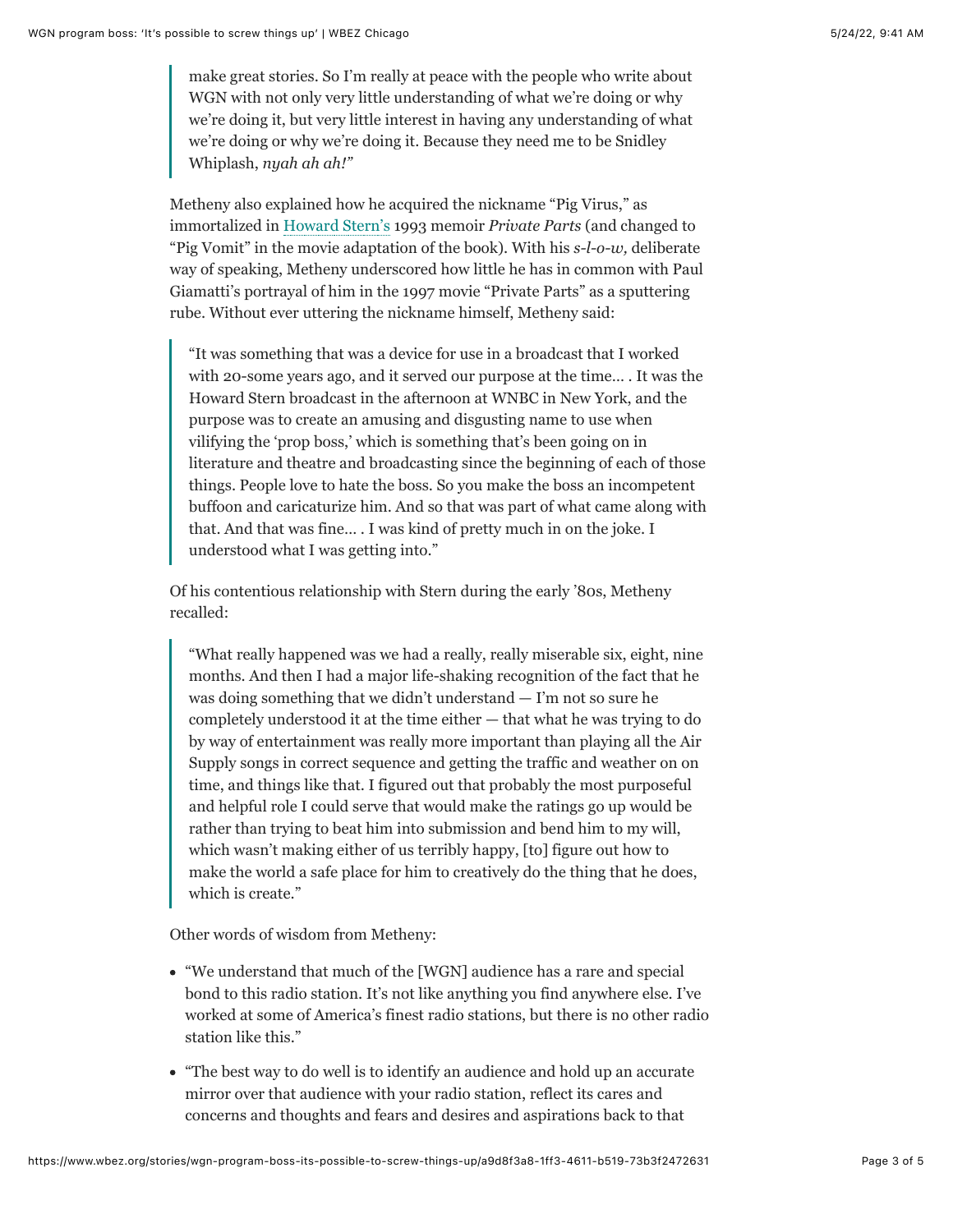> make great stories. So I'm really at peace with the people who write about WGN with not only very little understanding of what we're doing or why we're doing it, but very little interest in having any understanding of what we're doing or why we're doing it. Because they need me to be Snidley Whiplash, *nyah ah ah!*"

Metheny also explained how he acquired the nickname "Pig Virus," as immortalized in Howard Stern's 1993 memoir *Private Parts* (and changed to "Pig Vomit" in the movie adaptation of the book). With his *s-l-o-w,* deliberate way of speaking, Metheny underscored how little he has in common with Paul Giamatti's portrayal of him in the 1997 movie "Private Parts" as a sputtering rube. Without ever uttering the nickname himself, Metheny said:

> "It was something that was a device for use in a broadcast that I worked with 20-some years ago, and it served our purpose at the time… . It was the Howard Stern broadcast in the afternoon at WNBC in New York, and the purpose was to create an amusing and disgusting name to use when vilifying the 'prop boss,' which is something that's been going on in literature and theatre and broadcasting since the beginning of each of those things. People love to hate the boss. So you make the boss an incompetent buffoon and caricaturize him. And so that was part of what came along with that. And that was fine… . I was kind of pretty much in on the joke. I understood what I was getting into."

Of his contentious relationship with Stern during the early '80s, Metheny recalled:

> "What really happened was we had a really, really miserable six, eight, nine months. And then I had a major life-shaking recognition of the fact that he was doing something that we didn't understand — I'm not so sure he completely understood it at the time either — that what he was trying to do by way of entertainment was really more important than playing all the Air Supply songs in correct sequence and getting the traffic and weather on on time, and things like that. I figured out that probably the most purposeful and helpful role I could serve that would make the ratings go up would be rather than trying to beat him into submission and bend him to my will, which wasn't making either of us terribly happy, [to] figure out how to make the world a safe place for him to creatively do the thing that he does, which is create."

Other words of wisdom from Metheny:

- "We understand that much of the [WGN] audience has a rare and special bond to this radio station. It's not like anything you find anywhere else. I've worked at some of America's finest radio stations, but there is no other radio station like this."
- "The best way to do well is to identify an audience and hold up an accurate mirror over that audience with your radio station, reflect its cares and concerns and thoughts and fears and desires and aspirations back to that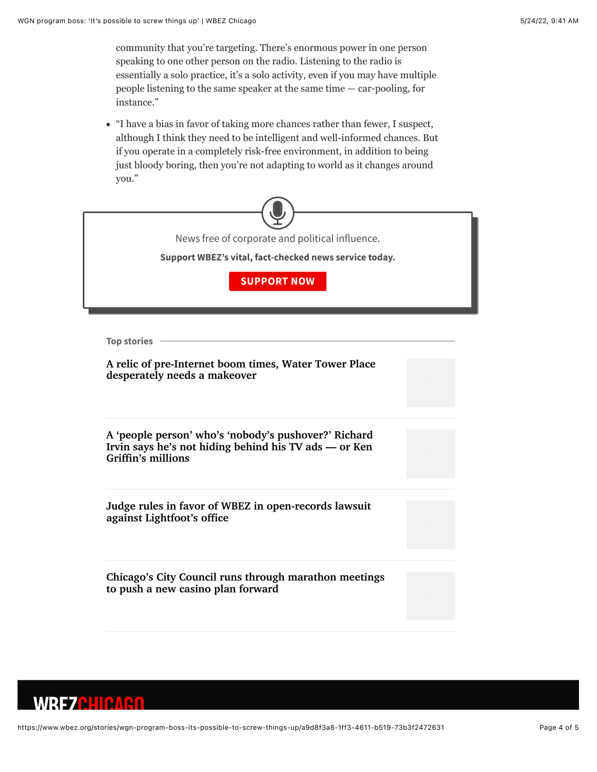community that you're targeting. There's enormous power in one person speaking to one other person on the radio. Listening to the radio is essentially a solo practice, it's a solo activity, even if you may have multiple people listening to the same speaker at the same time — car-pooling, for instance."

- "I have a bias in favor of taking more chances rather than fewer, I suspect, although I think they need to be intelligent and well-informed chances. But if you operate in a completely risk-free environment, in addition to being just bloody boring, then you're not adapting to world as it changes around you."

News free of corporate and political influence.

**Support WBEZ's vital, fact-checked news service today.**

**SUPPORT NOW**

**Top stories**

**A relic of pre-Internet boom times, Water Tower Place desperately needs a makeover**

**A 'people person' who's 'nobody's pushover?' Richard Irvin says he's not hiding behind his TV ads — or Ken Griffin's millions**

**Judge rules in favor of WBEZ in open-records lawsuit against Lightfoot's office**

**Chicago's City Council runs through marathon meetings to push a new casino plan forward**

WBEZ CHICAGO